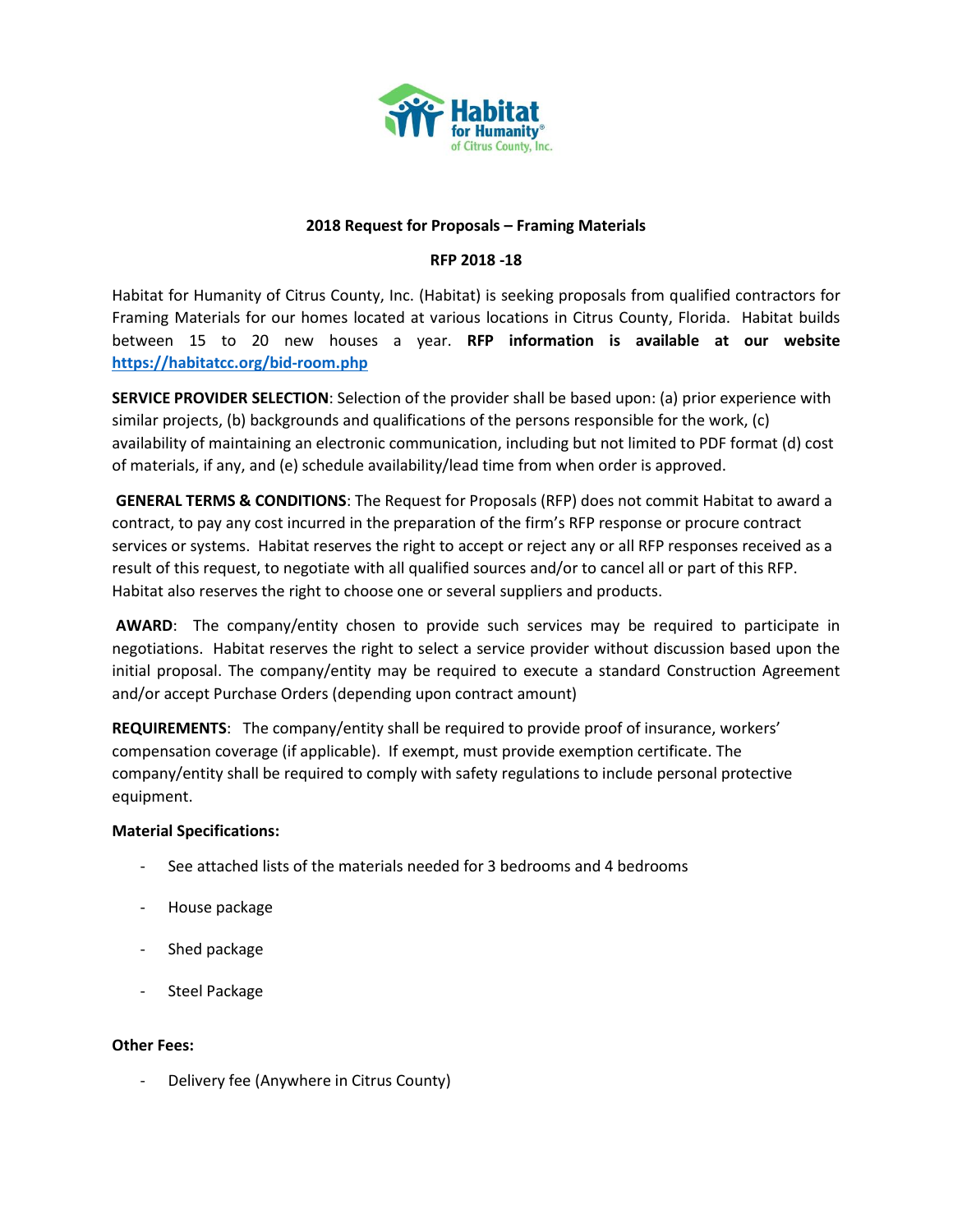Habitat for Humanity® of Citrus County, Inc.

**2018 Request for Proposals – Framing Materials**

**RFP 2018 -18**

Habitat for Humanity of Citrus County, Inc. (Habitat) is seeking proposals from qualified contractors for Framing Materials for our homes located at various locations in Citrus County, Florida. Habitat builds between 15 to 20 new houses a year. **RFP information is available at our website [https://habitatcc.org/bid-room.php](https://habitatcc.org/bid-room.php)**

**SERVICE PROVIDER SELECTION**: Selection of the provider shall be based upon: (a) prior experience with similar projects, (b) backgrounds and qualifications of the persons responsible for the work, (c) availability of maintaining an electronic communication, including but not limited to PDF format (d) cost of materials, if any, and (e) schedule availability/lead time from when order is approved.

**GENERAL TERMS & CONDITIONS**: The Request for Proposals (RFP) does not commit Habitat to award a contract, to pay any cost incurred in the preparation of the firm's RFP response or procure contract services or systems. Habitat reserves the right to accept or reject any or all RFP responses received as a result of this request, to negotiate with all qualified sources and/or to cancel all or part of this RFP. Habitat also reserves the right to choose one or several suppliers and products.

**AWARD**: The company/entity chosen to provide such services may be required to participate in negotiations. Habitat reserves the right to select a service provider without discussion based upon the initial proposal. The company/entity may be required to execute a standard Construction Agreement and/or accept Purchase Orders (depending upon contract amount)

**REQUIREMENTS**: The company/entity shall be required to provide proof of insurance, workers' compensation coverage (if applicable). If exempt, must provide exemption certificate. The company/entity shall be required to comply with safety regulations to include personal protective equipment.

**Material Specifications:**

- See attached lists of the materials needed for 3 bedrooms and 4 bedrooms
- House package
- Shed package
- Steel Package

**Other Fees:**

- Delivery fee (Anywhere in Citrus County)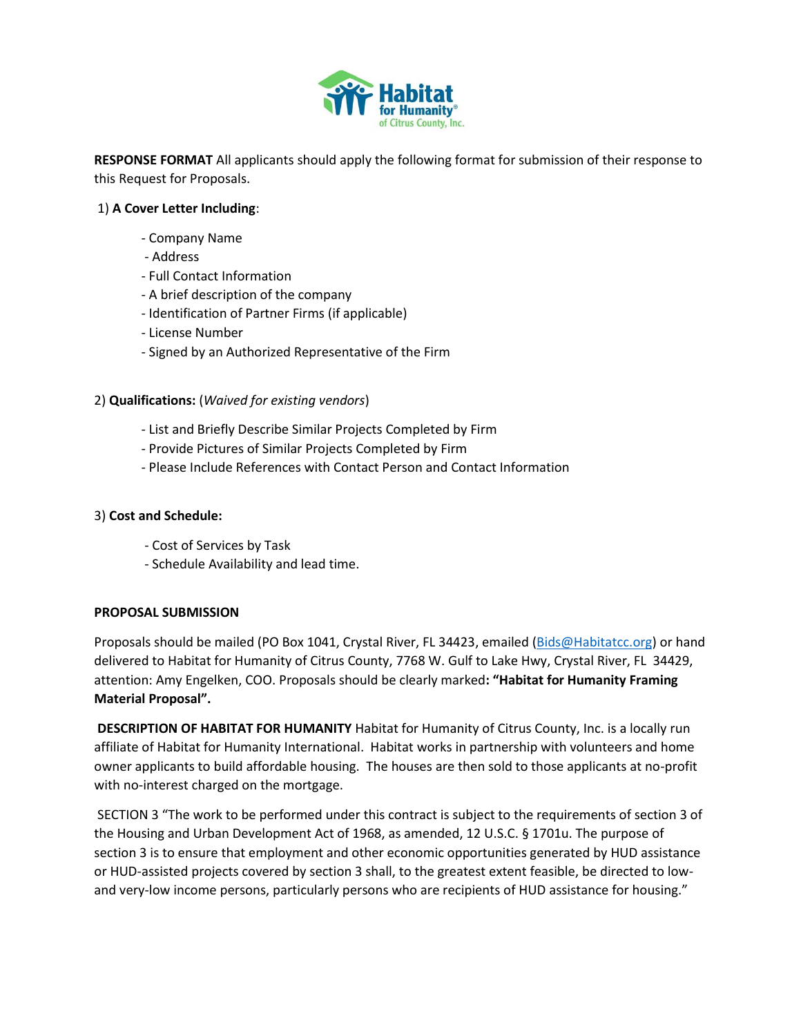**RESPONSE FORMAT** All applicants should apply the following format for submission of their response to this Request for Proposals.

1) **A Cover Letter Including**:

- Company Name
- Address
- Full Contact Information
- A brief description of the company
- Identification of Partner Firms (if applicable)
- License Number
- Signed by an Authorized Representative of the Firm

2) **Qualifications:** (*Waived for existing vendors*)

- List and Briefly Describe Similar Projects Completed by Firm
- Provide Pictures of Similar Projects Completed by Firm
- Please Include References with Contact Person and Contact Information

3) **Cost and Schedule:**

- Cost of Services by Task
- Schedule Availability and lead time.

**PROPOSAL SUBMISSION**

Proposals should be mailed (PO Box 1041, Crystal River, FL 34423, emailed (Bids@Habitatcc.org) or hand delivered to Habitat for Humanity of Citrus County, 7768 W. Gulf to Lake Hwy, Crystal River, FL 34429, attention: Amy Engelken, COO. Proposals should be clearly marked**: "Habitat for Humanity Framing Material Proposal".**

**DESCRIPTION OF HABITAT FOR HUMANITY** Habitat for Humanity of Citrus County, Inc. is a locally run affiliate of Habitat for Humanity International. Habitat works in partnership with volunteers and home owner applicants to build affordable housing. The houses are then sold to those applicants at no-profit with no-interest charged on the mortgage.

SECTION 3 "The work to be performed under this contract is subject to the requirements of section 3 of the Housing and Urban Development Act of 1968, as amended, 12 U.S.C. § 1701u. The purpose of section 3 is to ensure that employment and other economic opportunities generated by HUD assistance or HUD-assisted projects covered by section 3 shall, to the greatest extent feasible, be directed to low- and very-low income persons, particularly persons who are recipients of HUD assistance for housing."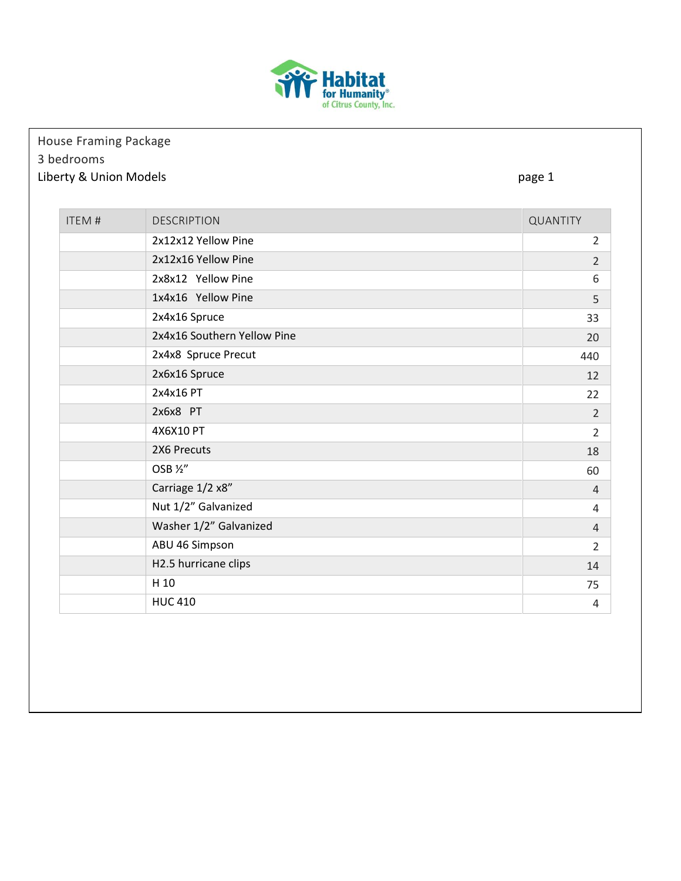Habitat for Humanity® of Citrus County, Inc.

House Framing Package
3 bedrooms
Liberty & Union Models

| ITEM # | DESCRIPTION | QUANTITY |
|---|---|---|
| | 2x12x12 Yellow Pine | 2 |
| | 2x12x16 Yellow Pine | 2 |
| | 2x8x12 Yellow Pine | 6 |
| | 1x4x16 Yellow Pine | 5 |
| | 2x4x16 Spruce | 33 |
| | 2x4x16 Southern Yellow Pine | 20 |
| | 2x4x8 Spruce Precut | 440 |
| | 2x6x16 Spruce | 12 |
| | 2x4x16 PT | 22 |
| | 2x6x8 PT | 2 |
| | 4X6X10 PT | 2 |
| | 2X6 Precuts | 18 |
| | OSB ½” | 60 |
| | Carriage 1/2 x8” | 4 |
| | Nut 1/2” Galvanized | 4 |
| | Washer 1/2” Galvanized | 4 |
| | ABU 46 Simpson | 2 |
| | H2.5 hurricane clips | 14 |
| | H 10 | 75 |
| | HUC 410 | 4 |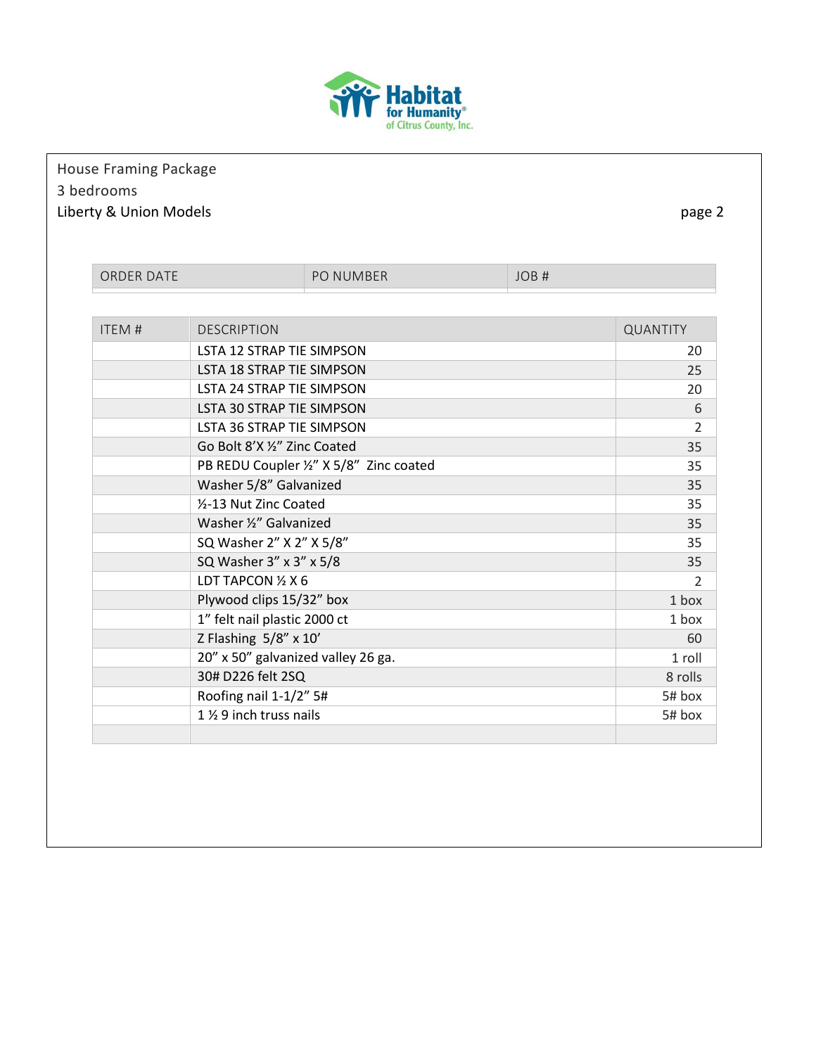Habitat for Humanity® of Citrus County, Inc.

House Framing Package
3 bedrooms
Liberty & Union Models

| ORDER DATE | PO NUMBER | JOB # |
|---|---|---|
| | | |

| ITEM # | DESCRIPTION | QUANTITY |
|---|---|---|
| | LSTA 12 STRAP TIE SIMPSON | 20 |
| | LSTA 18 STRAP TIE SIMPSON | 25 |
| | LSTA 24 STRAP TIE SIMPSON | 20 |
| | LSTA 30 STRAP TIE SIMPSON | 6 |
| | LSTA 36 STRAP TIE SIMPSON | 2 |
| | Go Bolt 8'X ½" Zinc Coated | 35 |
| | PB REDU Coupler ½" X 5/8" Zinc coated | 35 |
| | Washer 5/8" Galvanized | 35 |
| | ½-13 Nut Zinc Coated | 35 |
| | Washer ½" Galvanized | 35 |
| | SQ Washer 2" X 2" X 5/8" | 35 |
| | SQ Washer 3" x 3" x 5/8 | 35 |
| | LDT TAPCON ½ X 6 | 2 |
| | Plywood clips 15/32" box | 1 box |
| | 1" felt nail plastic 2000 ct | 1 box |
| | Z Flashing 5/8" x 10' | 60 |
| | 20" x 50" galvanized valley 26 ga. | 1 roll |
| | 30# D226 felt 2SQ | 8 rolls |
| | Roofing nail 1-1/2" 5# | 5# box |
| | 1 ½ 9 inch truss nails | 5# box |
| | | |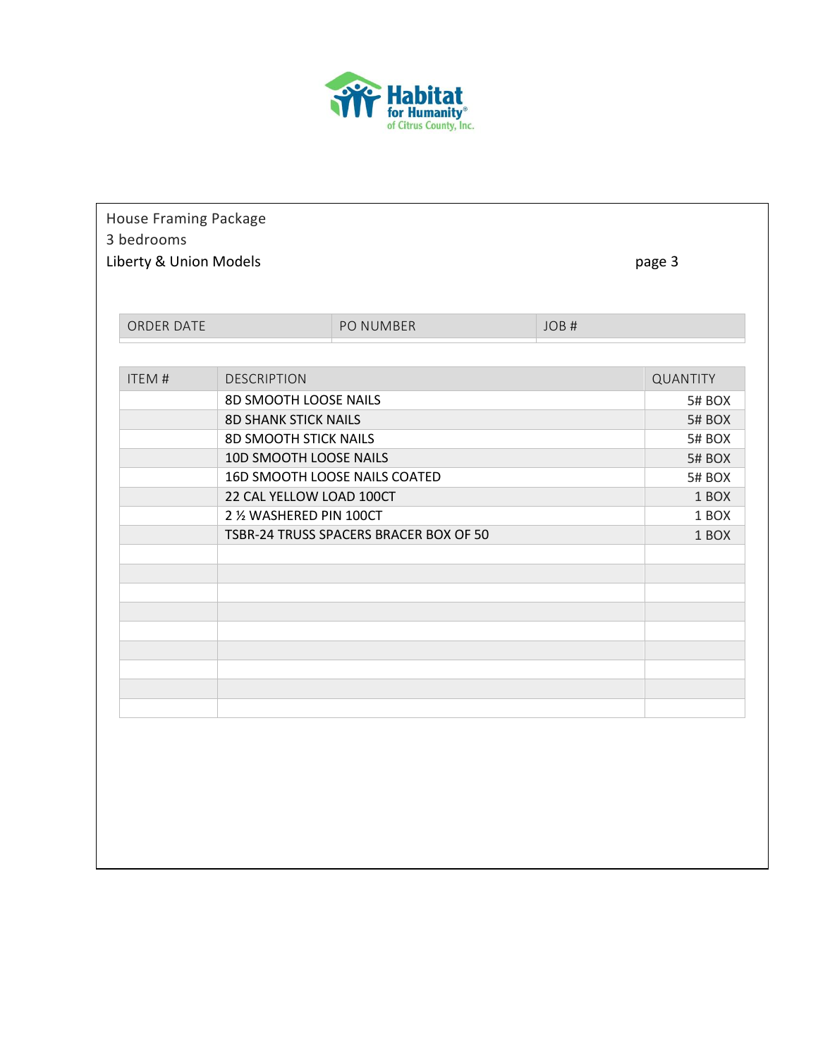House Framing Package
3 bedrooms
Liberty & Union Models

page 3

| ORDER DATE | PO NUMBER | JOB # |
| --- | --- | --- |
| | | |

| ITEM # | DESCRIPTION | QUANTITY |
| --- | --- | --- |
| | 8D SMOOTH LOOSE NAILS | 5# BOX |
| | 8D SHANK STICK NAILS | 5# BOX |
| | 8D SMOOTH STICK NAILS | 5# BOX |
| | 10D SMOOTH LOOSE NAILS | 5# BOX |
| | 16D SMOOTH LOOSE NAILS COATED | 5# BOX |
| | 22 CAL YELLOW LOAD 100CT | 1 BOX |
| | 2 ½ WASHERED PIN 100CT | 1 BOX |
| | TSBR-24 TRUSS SPACERS BRACER BOX OF 50 | 1 BOX |
| | | |
| | | |
| | | |
| | | |
| | | |
| | | |
| | | |
| | | |
| | | |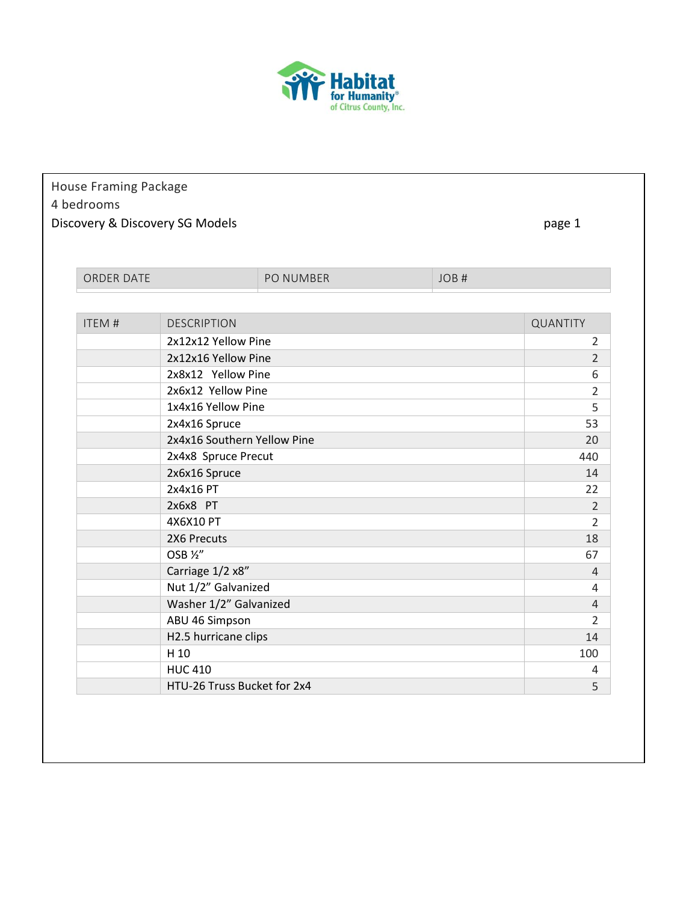Habitat for Humanity® of Citrus County, Inc.

House Framing Package
4 bedrooms
Discovery & Discovery SG Models

page 1

| ORDER DATE | PO NUMBER | JOB # |
|---|---|---|
| | | |

| ITEM # | DESCRIPTION | QUANTITY |
|---|---|---|
| | 2x12x12 Yellow Pine | 2 |
| | 2x12x16 Yellow Pine | 2 |
| | 2x8x12 Yellow Pine | 6 |
| | 2x6x12 Yellow Pine | 2 |
| | 1x4x16 Yellow Pine | 5 |
| | 2x4x16 Spruce | 53 |
| | 2x4x16 Southern Yellow Pine | 20 |
| | 2x4x8 Spruce Precut | 440 |
| | 2x6x16 Spruce | 14 |
| | 2x4x16 PT | 22 |
| | 2x6x8 PT | 2 |
| | 4X6X10 PT | 2 |
| | 2X6 Precuts | 18 |
| | OSB ½” | 67 |
| | Carriage 1/2 x8” | 4 |
| | Nut 1/2” Galvanized | 4 |
| | Washer 1/2” Galvanized | 4 |
| | ABU 46 Simpson | 2 |
| | H2.5 hurricane clips | 14 |
| | H 10 | 100 |
| | HUC 410 | 4 |
| | HTU-26 Truss Bucket for 2x4 | 5 |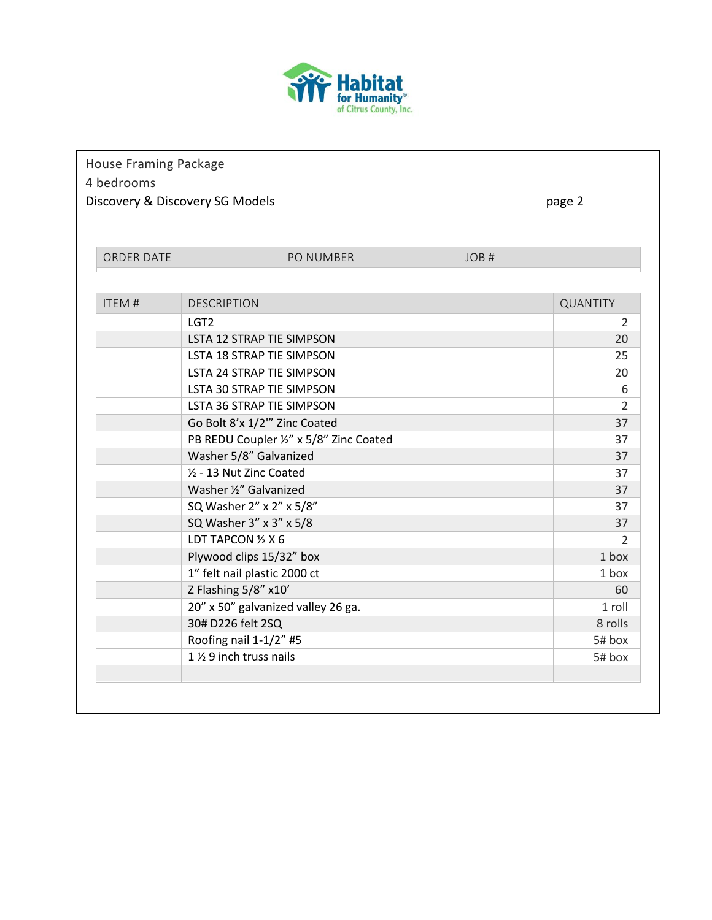Habitat for Humanity® of Citrus County, Inc.

House Framing Package
4 bedrooms
Discovery & Discovery SG Models

page 2

| ORDER DATE | PO NUMBER | JOB # |
|---|---|---|
| | | |

| ITEM # | DESCRIPTION | QUANTITY |
|---|---|---|
| | LGT2 | 2 |
| | LSTA 12 STRAP TIE SIMPSON | 20 |
| | LSTA 18 STRAP TIE SIMPSON | 25 |
| | LSTA 24 STRAP TIE SIMPSON | 20 |
| | LSTA 30 STRAP TIE SIMPSON | 6 |
| | LSTA 36 STRAP TIE SIMPSON | 2 |
| | Go Bolt 8'x 1/2'" Zinc Coated | 37 |
| | PB REDU Coupler ½" x 5/8" Zinc Coated | 37 |
| | Washer 5/8" Galvanized | 37 |
| | ½ - 13 Nut Zinc Coated | 37 |
| | Washer ½" Galvanized | 37 |
| | SQ Washer 2" x 2" x 5/8" | 37 |
| | SQ Washer 3" x 3" x 5/8 | 37 |
| | LDT TAPCON ½ X 6 | 2 |
| | Plywood clips 15/32" box | 1 box |
| | 1" felt nail plastic 2000 ct | 1 box |
| | Z Flashing 5/8" x10' | 60 |
| | 20" x 50" galvanized valley 26 ga. | 1 roll |
| | 30# D226 felt 2SQ | 8 rolls |
| | Roofing nail 1-1/2" #5 | 5# box |
| | 1 ½ 9 inch truss nails | 5# box |
| | | |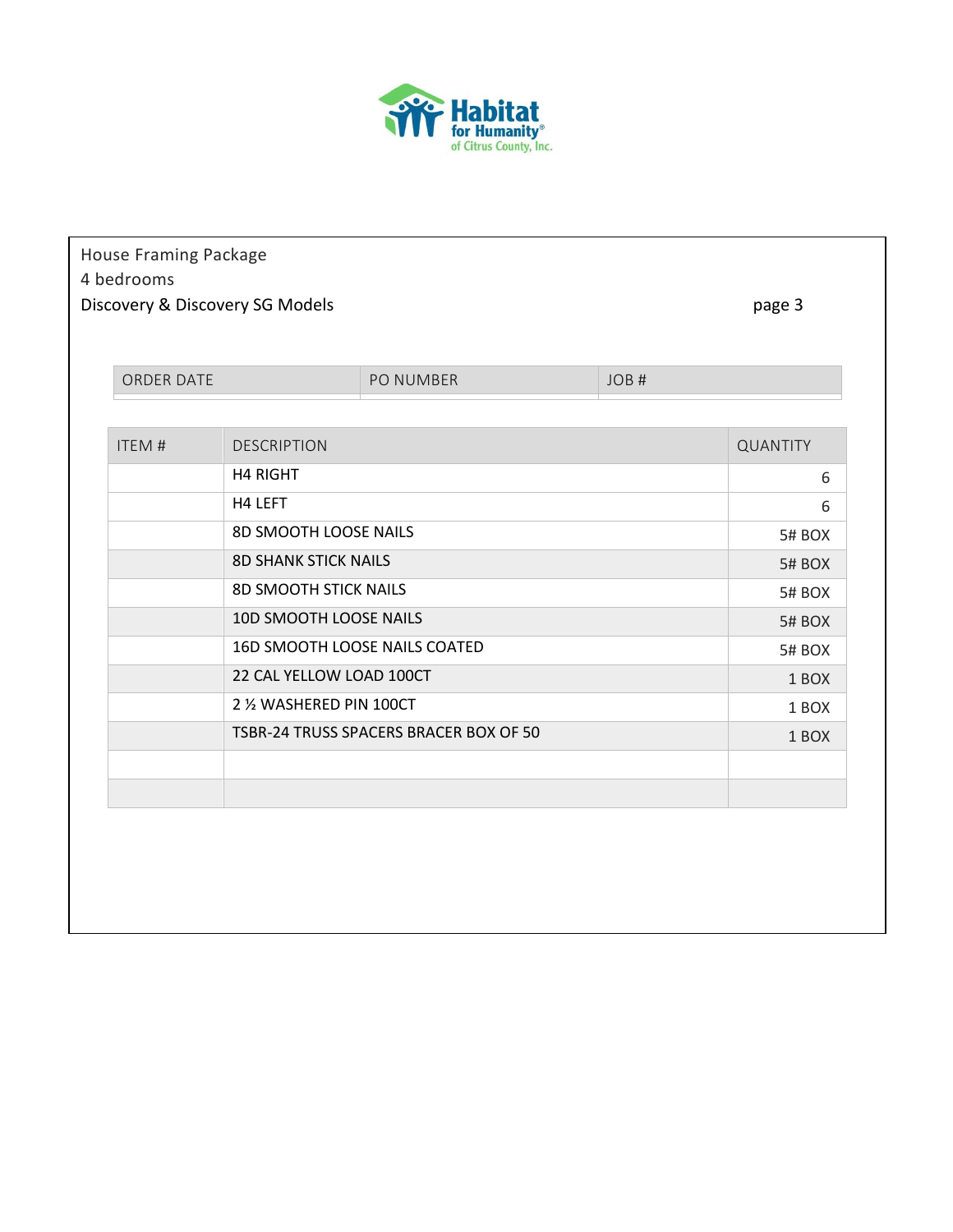Habitat for Humanity® of Citrus County, Inc.

House Framing Package
4 bedrooms
Discovery & Discovery SG Models

page 3

| ORDER DATE | PO NUMBER | JOB # |
| --- | --- | --- |
| | | |

| ITEM # | DESCRIPTION | QUANTITY |
| --- | --- | --- |
| | H4 RIGHT | 6 |
| | H4 LEFT | 6 |
| | 8D SMOOTH LOOSE NAILS | 5# BOX |
| | 8D SHANK STICK NAILS | 5# BOX |
| | 8D SMOOTH STICK NAILS | 5# BOX |
| | 10D SMOOTH LOOSE NAILS | 5# BOX |
| | 16D SMOOTH LOOSE NAILS COATED | 5# BOX |
| | 22 CAL YELLOW LOAD 100CT | 1 BOX |
| | 2 ½ WASHERED PIN 100CT | 1 BOX |
| | TSBR-24 TRUSS SPACERS BRACER BOX OF 50 | 1 BOX |
| | | |
| | | |